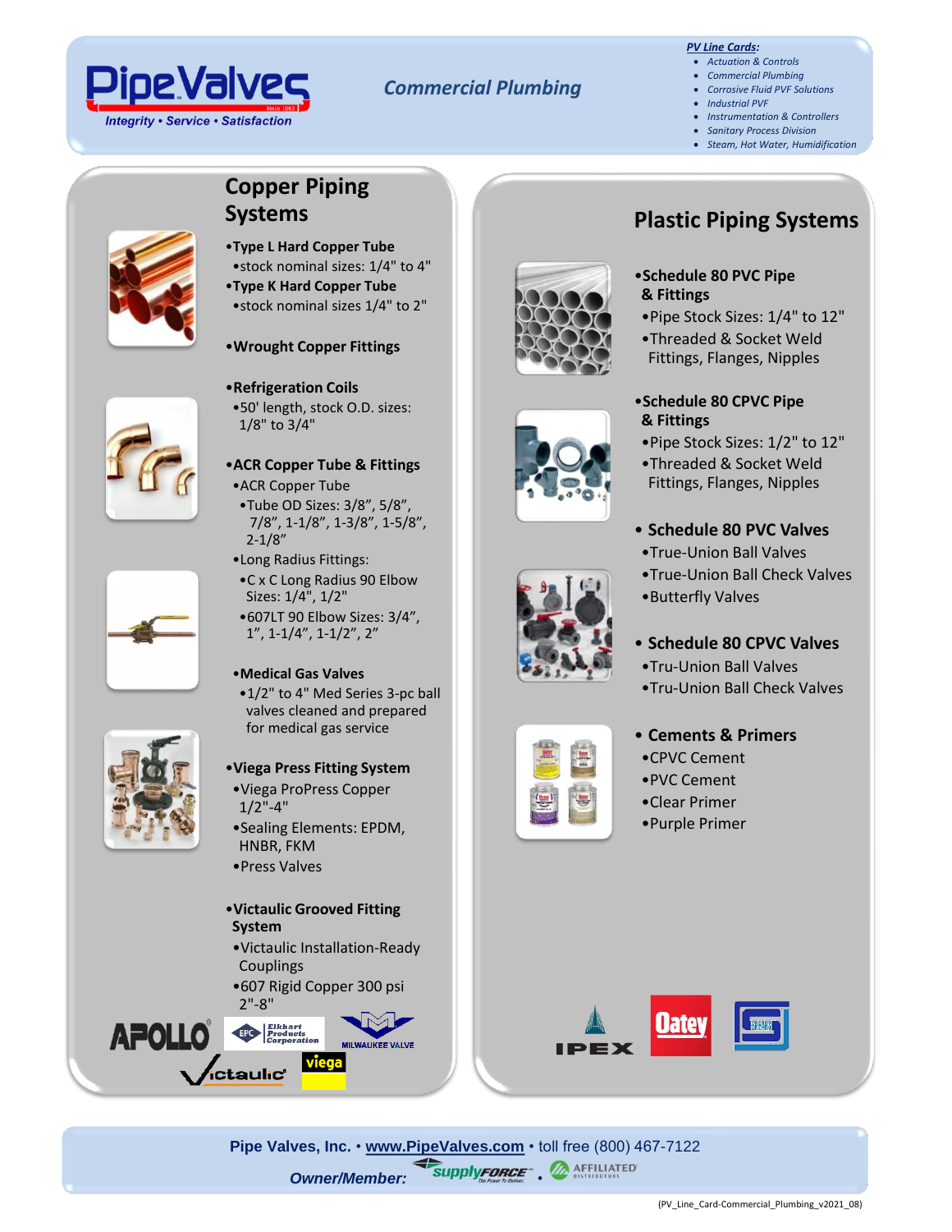# PipeValves

*Integrity • Service • Satisfaction*

## Commercial Plumbing

***PV Line Cards:***

- *Actuation & Controls*
- *Commercial Plumbing*
- *Corrosive Fluid PVF Solutions*
- *Industrial PVF*
- *Instrumentation & Controllers*
- *Sanitary Process Division*
- *Steam, Hot Water, Humidification*

## Copper Piping Systems

- **Type L Hard Copper Tube**
  - stock nominal sizes: 1/4" to 4"
- **Type K Hard Copper Tube**
  - stock nominal sizes 1/4" to 2"
- **Wrought Copper Fittings**
- **Refrigeration Coils**
  - 50' length, stock O.D. sizes: 1/8" to 3/4"
- **ACR Copper Tube & Fittings**
  - ACR Copper Tube
    - Tube OD Sizes: 3/8", 5/8", 7/8", 1-1/8", 1-3/8", 1-5/8", 2-1/8"
  - Long Radius Fittings:
    - C x C Long Radius 90 Elbow Sizes: 1/4", 1/2"
    - 607LT 90 Elbow Sizes: 3/4", 1", 1-1/4", 1-1/2", 2"
- **Medical Gas Valves**
  - 1/2" to 4" Med Series 3-pc ball valves cleaned and prepared for medical gas service
- **Viega Press Fitting System**
  - Viega ProPress Copper 1/2"-4"
  - Sealing Elements: EPDM, HNBR, FKM
  - Press Valves
- **Victaulic Grooved Fitting System**
  - Victaulic Installation-Ready Couplings
  - 607 Rigid Copper 300 psi 2"-8"

APOLLO • Elkhart Products Corporation • Milwaukee Valve • Victaulic • viega

## Plastic Piping Systems

- **Schedule 80 PVC Pipe & Fittings**
  - Pipe Stock Sizes: 1/4" to 12"
  - Threaded & Socket Weld Fittings, Flanges, Nipples
- **Schedule 80 CPVC Pipe & Fittings**
  - Pipe Stock Sizes: 1/2" to 12"
  - Threaded & Socket Weld Fittings, Flanges, Nipples
- **Schedule 80 PVC Valves**
  - True-Union Ball Valves
  - True-Union Ball Check Valves
  - Butterfly Valves
- **Schedule 80 CPVC Valves**
  - Tru-Union Ball Valves
  - Tru-Union Ball Check Valves
- **Cements & Primers**
  - CPVC Cement
  - PVC Cement
  - Clear Primer
  - Purple Primer

IPEX • Oatey • Spears

**Pipe Valves, Inc.** • **www.PipeValves.com** • toll free (800) 467-7122

*Owner/Member:* SupplyForce • Affiliated Distributors

(PV_Line_Card-Commercial_Plumbing_v2021_08)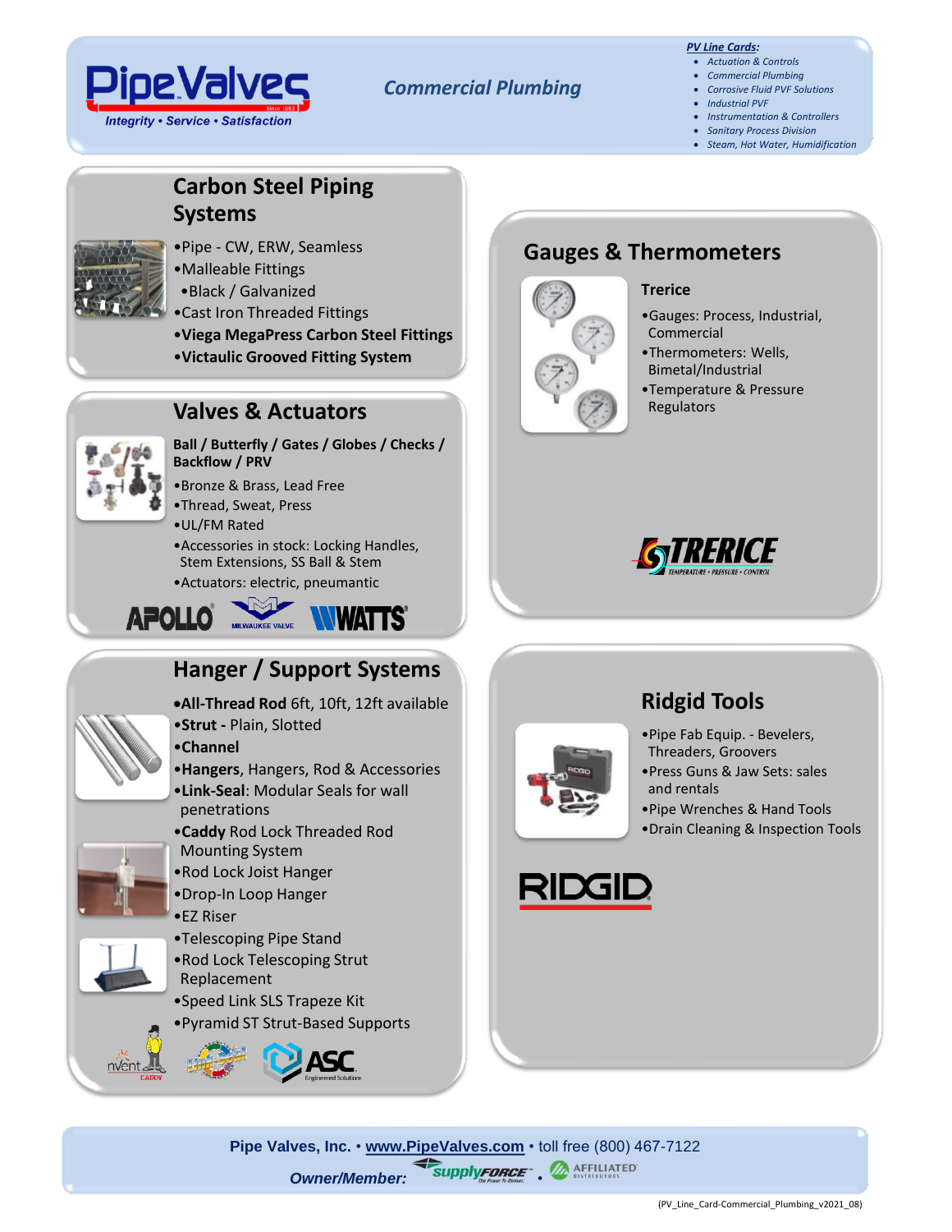**PV Line Cards:**

- Actuation & Controls
- Commercial Plumbing
- Corrosive Fluid PVF Solutions
- Industrial PVF
- Instrumentation & Controllers
- Sanitary Process Division
- Steam, Hot Water, Humidification

Integrity • Service • Satisfaction

# Commercial Plumbing

## Carbon Steel Piping Systems

- Pipe - CW, ERW, Seamless
- Malleable Fittings
  - Black / Galvanized
- Cast Iron Threaded Fittings
- **Viega MegaPress Carbon Steel Fittings**
- **Victaulic Grooved Fitting System**

## Valves & Actuators

**Ball / Butterfly / Gates / Globes / Checks / Backflow / PRV**

- Bronze & Brass, Lead Free
- Thread, Sweat, Press
- UL/FM Rated
- Accessories in stock: Locking Handles, Stem Extensions, SS Ball & Stem
- Actuators: electric, pneumantic

APOLLO · MILWAUKEE VALVE · WATTS

## Hanger / Support Systems

- **All-Thread Rod** 6ft, 10ft, 12ft available
- **Strut -** Plain, Slotted
- **Channel**
- **Hangers**, Hangers, Rod & Accessories
- **Link-Seal**: Modular Seals for wall penetrations
- **Caddy** Rod Lock Threaded Rod Mounting System
- Rod Lock Joist Hanger
- Drop-In Loop Hanger
- EZ Riser
- Telescoping Pipe Stand
- Rod Lock Telescoping Strut Replacement
- Speed Link SLS Trapeze Kit
- Pyramid ST Strut-Based Supports

nVent CADDY · ASC Engineered Solutions

## Gauges & Thermometers

### Trerice

- Gauges: Process, Industrial, Commercial
- Thermometers: Wells, Bimetal/Industrial
- Temperature & Pressure Regulators

TRERICE — TEMPERATURE • PRESSURE • CONTROL

## Ridgid Tools

- Pipe Fab Equip. - Bevelers, Threaders, Groovers
- Press Guns & Jaw Sets: sales and rentals
- Pipe Wrenches & Hand Tools
- Drain Cleaning & Inspection Tools

RIDGID

Pipe Valves, Inc. • www.PipeValves.com • toll free (800) 467-7122

*Owner/Member:* supplyFORCE • AFFILIATED DISTRIBUTORS

(PV_Line_Card-Commercial_Plumbing_v2021_08)